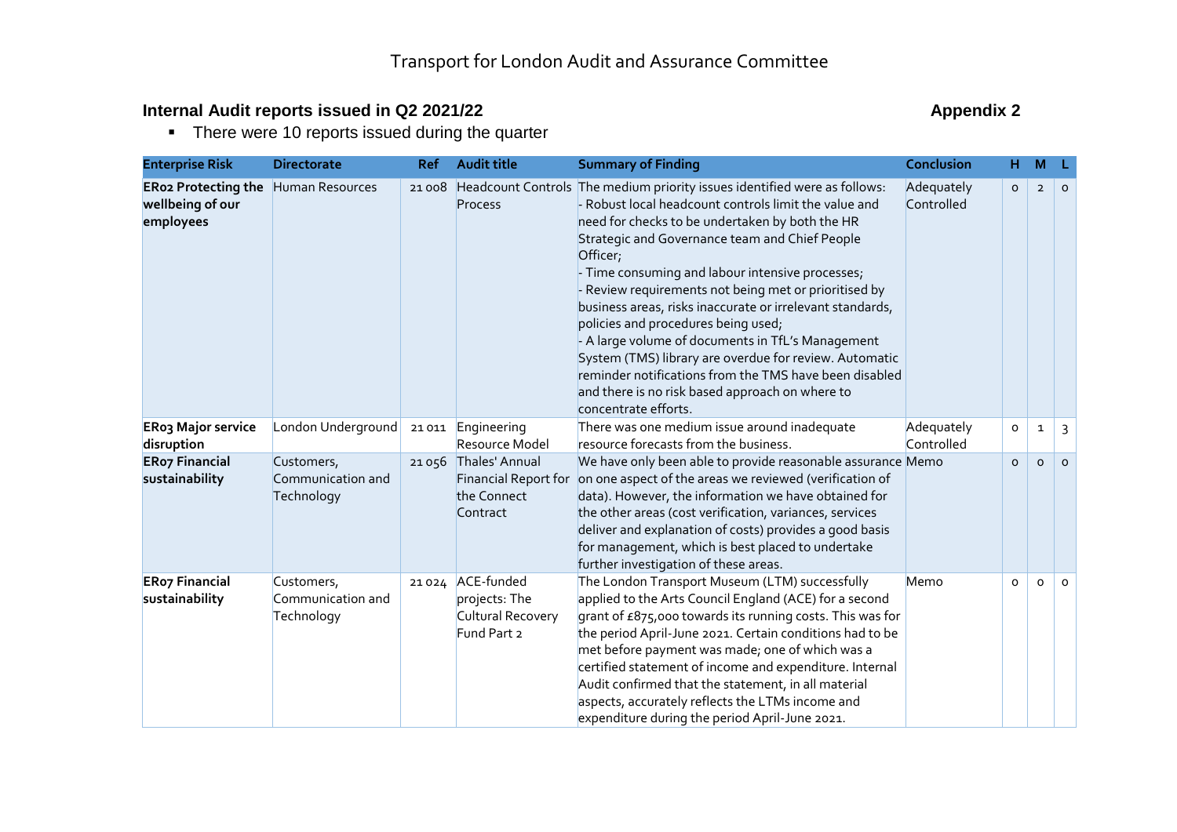# Transport for London Audit and Assurance Committee

## Internal Audit reports issued in Q2 2021/22

**Appendix 2**

- There were 10 reports issued during the quarter

| Enterprise Risk | Directorate | Ref | Audit title | Summary of Finding | Conclusion | H | M | L |
|---|---|---|---|---|---|---|---|---|
| **ER02 Protecting the wellbeing of our employees** | Human Resources | 21 008 | Headcount Controls Process | The medium priority issues identified were as follows:<br>- Robust local headcount controls limit the value and need for checks to be undertaken by both the HR Strategic and Governance team and Chief People Officer;<br>- Time consuming and labour intensive processes;<br>- Review requirements not being met or prioritised by business areas, risks inaccurate or irrelevant standards, policies and procedures being used;<br>- A large volume of documents in TfL's Management System (TMS) library are overdue for review. Automatic reminder notifications from the TMS have been disabled and there is no risk based approach on where to concentrate efforts. | Adequately Controlled | 0 | 2 | 0 |
| **ER03 Major service disruption** | London Underground | 21 011 | Engineering Resource Model | There was one medium issue around inadequate resource forecasts from the business. | Adequately Controlled | 0 | 1 | 3 |
| **ER07 Financial sustainability** | Customers, Communication and Technology | 21 056 | Thales' Annual Financial Report for the Connect Contract | We have only been able to provide reasonable assurance on one aspect of the areas we reviewed (verification of data). However, the information we have obtained for the other areas (cost verification, variances, services deliver and explanation of costs) provides a good basis for management, which is best placed to undertake further investigation of these areas. | Memo | 0 | 0 | 0 |
| **ER07 Financial sustainability** | Customers, Communication and Technology | 21 024 | ACE-funded projects: The Cultural Recovery Fund Part 2 | The London Transport Museum (LTM) successfully applied to the Arts Council England (ACE) for a second grant of £875,000 towards its running costs. This was for the period April-June 2021. Certain conditions had to be met before payment was made; one of which was a certified statement of income and expenditure. Internal Audit confirmed that the statement, in all material aspects, accurately reflects the LTMs income and expenditure during the period April-June 2021. | Memo | 0 | 0 | 0 |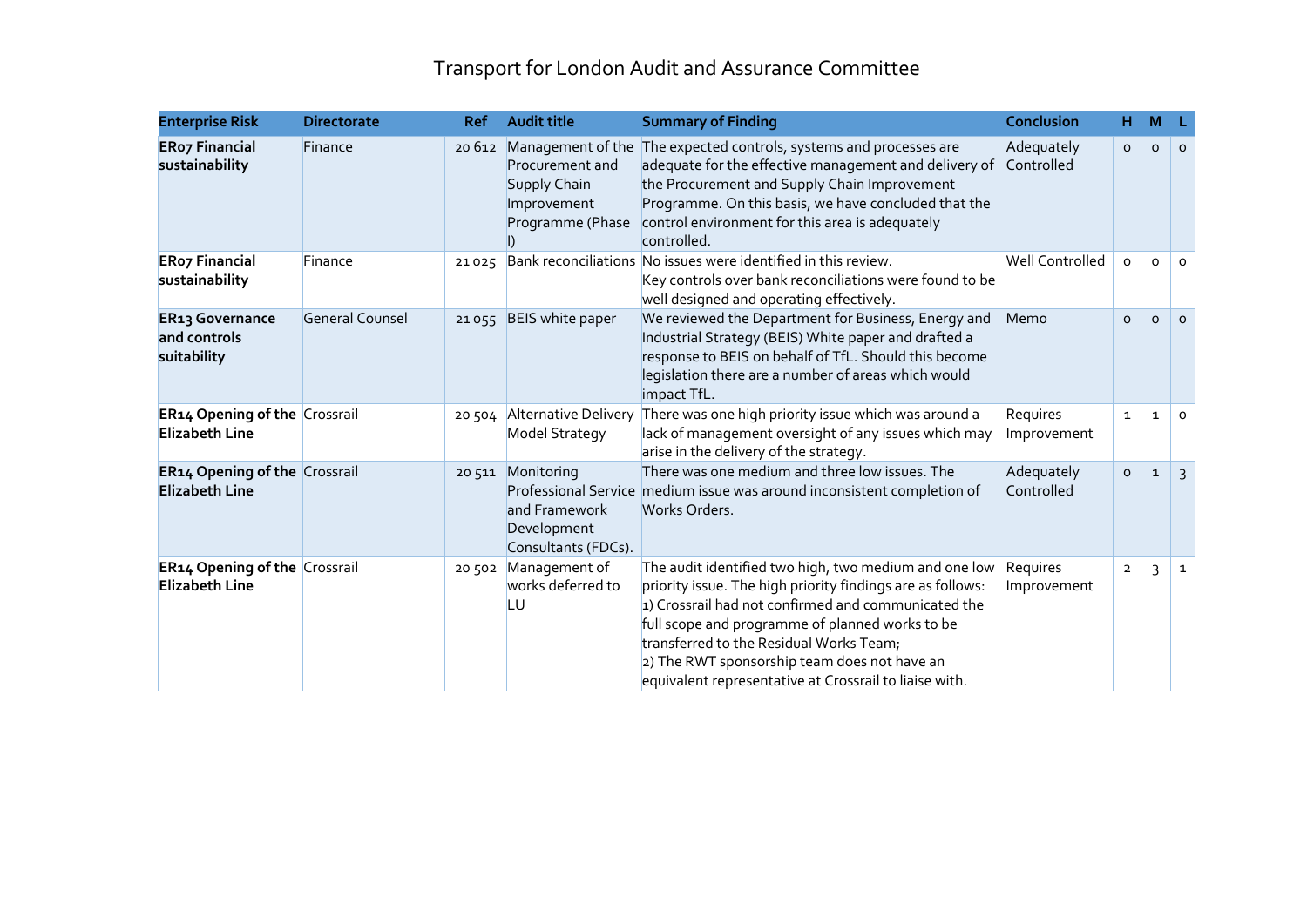# Transport for London Audit and Assurance Committee

| Enterprise Risk | Directorate | Ref | Audit title | Summary of Finding | Conclusion | H | M | L |
|---|---|---|---|---|---|---|---|---|
| **ER07 Financial sustainability** | Finance | 20 612 | Management of the Procurement and Supply Chain Improvement Programme (Phase I) | The expected controls, systems and processes are adequate for the effective management and delivery of the Procurement and Supply Chain Improvement Programme. On this basis, we have concluded that the control environment for this area is adequately controlled. | Adequately Controlled | 0 | 0 | 0 |
| **ER07 Financial sustainability** | Finance | 21 025 | Bank reconciliations | No issues were identified in this review. Key controls over bank reconciliations were found to be well designed and operating effectively. | Well Controlled | 0 | 0 | 0 |
| **ER13 Governance and controls suitability** | General Counsel | 21 055 | BEIS white paper | We reviewed the Department for Business, Energy and Industrial Strategy (BEIS) White paper and drafted a response to BEIS on behalf of TfL. Should this become legislation there are a number of areas which would impact TfL. | Memo | 0 | 0 | 0 |
| **ER14 Opening of the Elizabeth Line** | Crossrail | 20 504 | Alternative Delivery Model Strategy | There was one high priority issue which was around a lack of management oversight of any issues which may arise in the delivery of the strategy. | Requires Improvement | 1 | 1 | 0 |
| **ER14 Opening of the Elizabeth Line** | Crossrail | 20 511 | Monitoring Professional Service and Framework Development Consultants (FDCs). | There was one medium and three low issues. The medium issue was around inconsistent completion of Works Orders. | Adequately Controlled | 0 | 1 | 3 |
| **ER14 Opening of the Elizabeth Line** | Crossrail | 20 502 | Management of works deferred to LU | The audit identified two high, two medium and one low priority issue. The high priority findings are as follows: 1) Crossrail had not confirmed and communicated the full scope and programme of planned works to be transferred to the Residual Works Team; 2) The RWT sponsorship team does not have an equivalent representative at Crossrail to liaise with. | Requires Improvement | 2 | 3 | 1 |